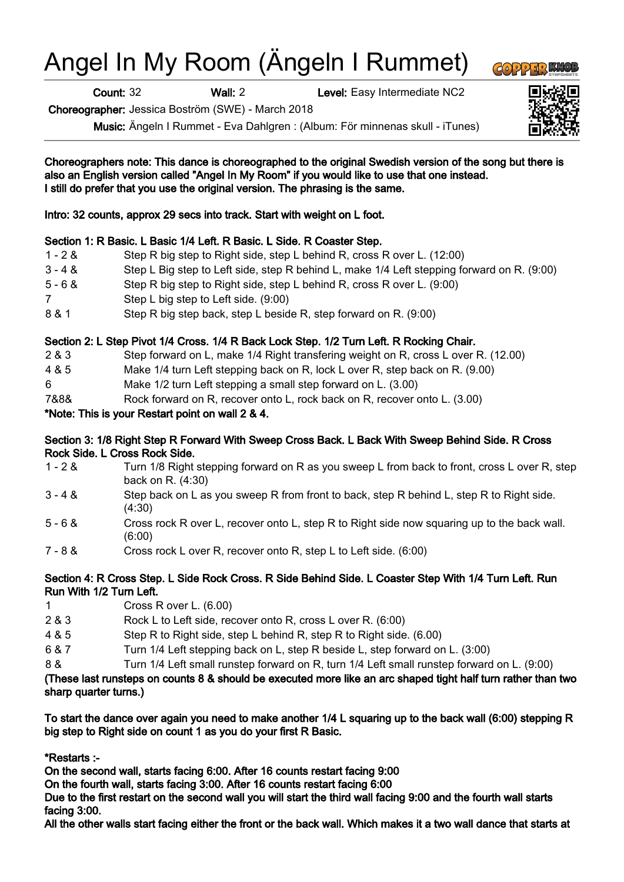# Angel In My Room (Ängeln I Rummet)

**Count:** 32 **Wall:** 2 **Level:** Easy Intermediate NC2

**Choreographer:** Jessica Boström (SWE) - March 2018

**Music:** Ängeln I Rummet - Eva Dahlgren : (Album: För minnenas skull - iTunes)

**Choreographers note: This dance is choreographed to the original Swedish version of the song but there is also an English version called "Angel In My Room" if you would like to use that one instead.**
**I still do prefer that you use the original version. The phrasing is the same.**

**Intro: 32 counts, approx 29 secs into track. Start with weight on L foot.**

**Section 1: R Basic. L Basic 1/4 Left. R Basic. L Side. R Coaster Step.**

| | |
|---|---|
| 1 - 2 & | Step R big step to Right side, step L behind R, cross R over L. (12:00) |
| 3 - 4 & | Step L Big step to Left side, step R behind L, make 1/4 Left stepping forward on R. (9:00) |
| 5 - 6 & | Step R big step to Right side, step L behind R, cross R over L. (9:00) |
| 7 | Step L big step to Left side. (9:00) |
| 8 & 1 | Step R big step back, step L beside R, step forward on R. (9:00) |

**Section 2: L Step Pivot 1/4 Cross. 1/4 R Back Lock Step. 1/2 Turn Left. R Rocking Chair.**

| | |
|---|---|
| 2 & 3 | Step forward on L, make 1/4 Right transfering weight on R, cross L over R. (12.00) |
| 4 & 5 | Make 1/4 turn Left stepping back on R, lock L over R, step back on R. (9.00) |
| 6 | Make 1/2 turn Left stepping a small step forward on L. (3.00) |
| 7&8& | Rock forward on R, recover onto L, rock back on R, recover onto L. (3.00) |

**\*Note: This is your Restart point on wall 2 & 4.**

**Section 3: 1/8 Right Step R Forward With Sweep Cross Back. L Back With Sweep Behind Side. R Cross Rock Side. L Cross Rock Side.**

| | |
|---|---|
| 1 - 2 & | Turn 1/8 Right stepping forward on R as you sweep L from back to front, cross L over R, step back on R. (4:30) |
| 3 - 4 & | Step back on L as you sweep R from front to back, step R behind L, step R to Right side. (4:30) |
| 5 - 6 & | Cross rock R over L, recover onto L, step R to Right side now squaring up to the back wall. (6:00) |
| 7 - 8 & | Cross rock L over R, recover onto R, step L to Left side. (6:00) |

**Section 4: R Cross Step. L Side Rock Cross. R Side Behind Side. L Coaster Step With 1/4 Turn Left. Run Run With 1/2 Turn Left.**

| | |
|---|---|
| 1 | Cross R over L. (6.00) |
| 2 & 3 | Rock L to Left side, recover onto R, cross L over R. (6:00) |
| 4 & 5 | Step R to Right side, step L behind R, step R to Right side. (6.00) |
| 6 & 7 | Turn 1/4 Left stepping back on L, step R beside L, step forward on L. (3:00) |
| 8 & | Turn 1/4 Left small runstep forward on R, turn 1/4 Left small runstep forward on L. (9:00) |

**(These last runsteps on counts 8 & should be executed more like an arc shaped tight half turn rather than two sharp quarter turns.)**

**To start the dance over again you need to make another 1/4 L squaring up to the back wall (6:00) stepping R big step to Right side on count 1 as you do your first R Basic.**

**\*Restarts :-**
**On the second wall, starts facing 6:00. After 16 counts restart facing 9:00**
**On the fourth wall, starts facing 3:00. After 16 counts restart facing 6:00**
**Due to the first restart on the second wall you will start the third wall facing 9:00 and the fourth wall starts facing 3:00.**
**All the other walls start facing either the front or the back wall. Which makes it a two wall dance that starts at**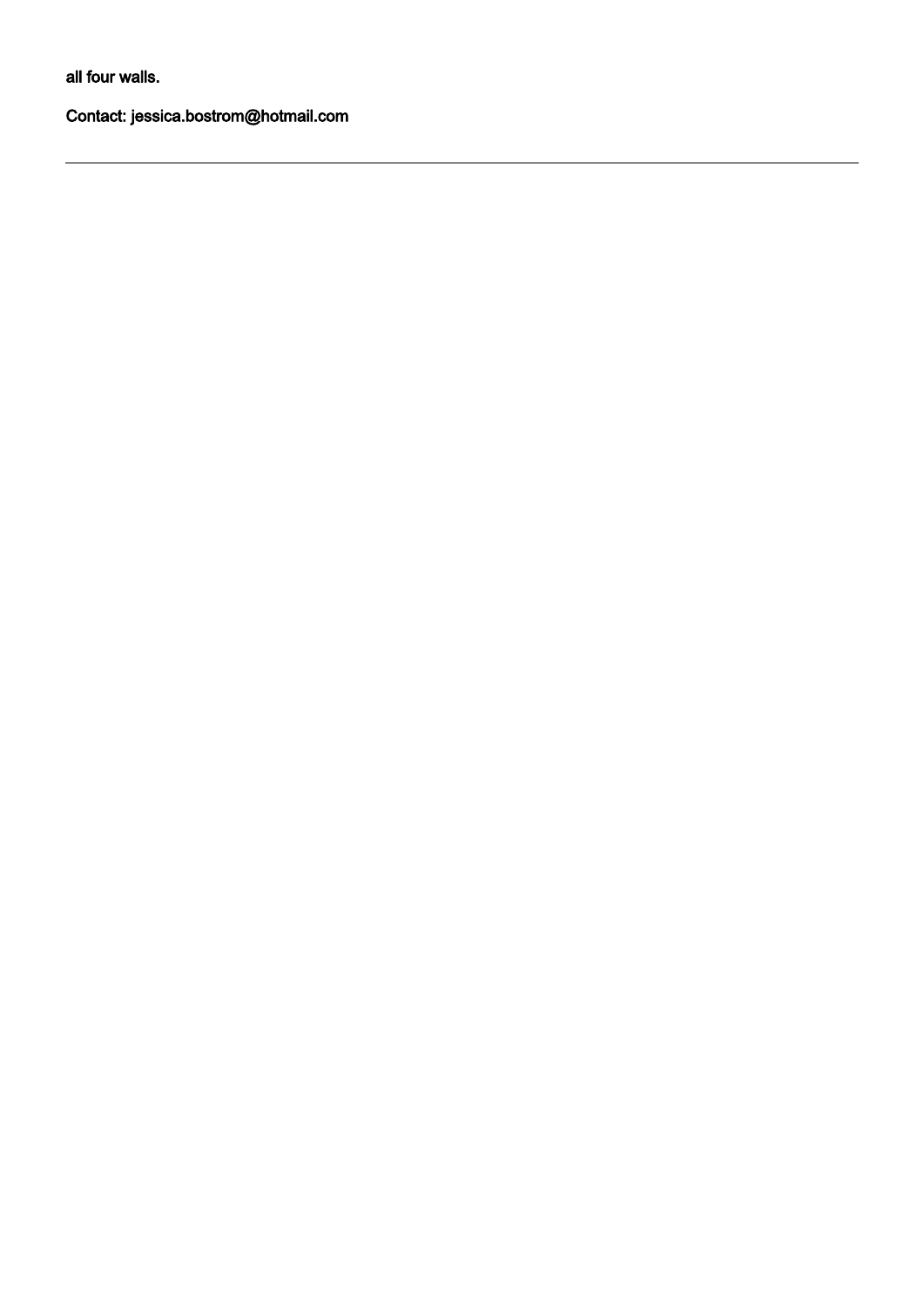all four walls.

Contact: jessica.bostrom@hotmail.com

---